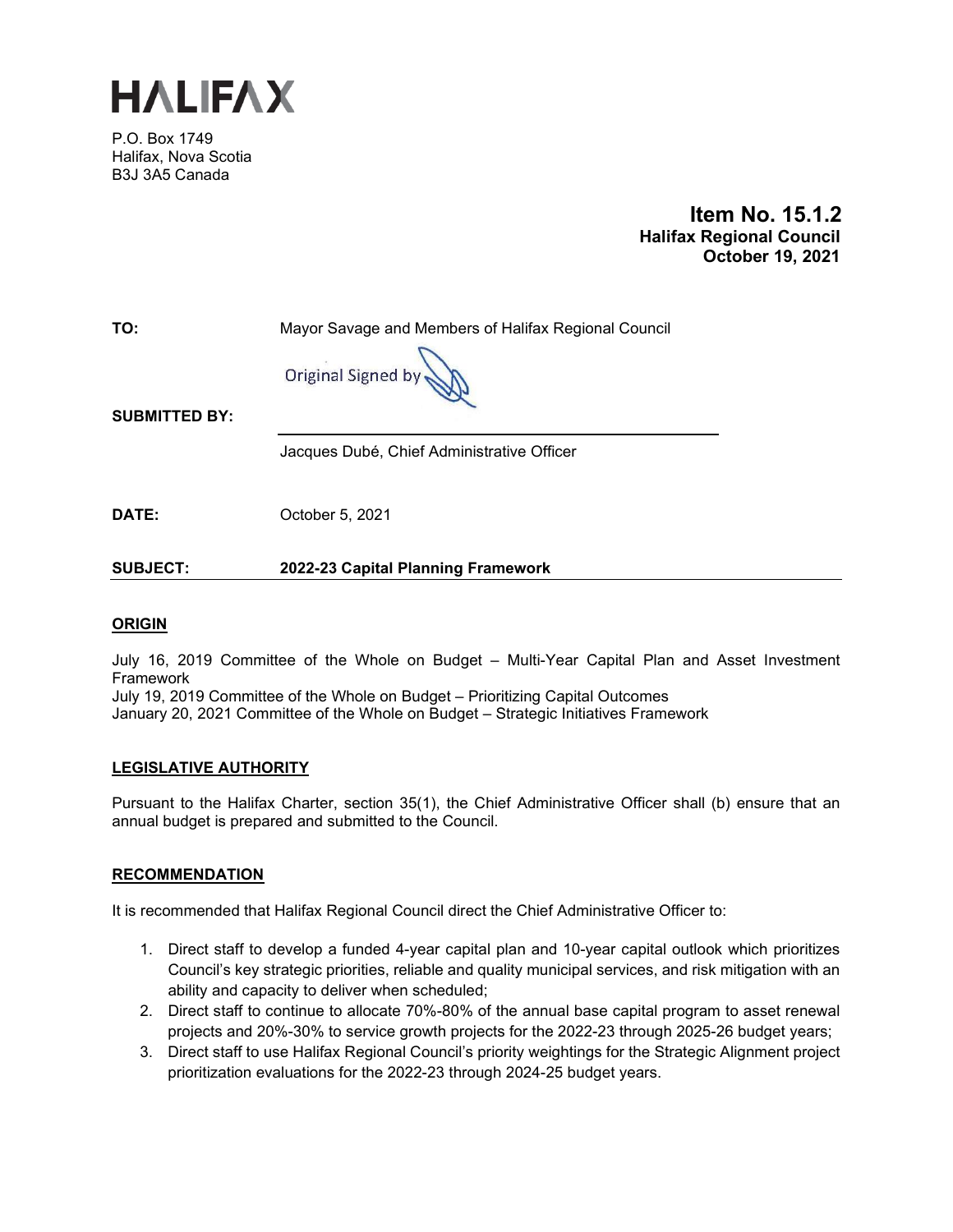# HALIFAX

P.O. Box 1749
Halifax, Nova Scotia
B3J 3A5 Canada

**Item No. 15.1.2**
**Halifax Regional Council**
**October 19, 2021**

**TO:** Mayor Savage and Members of Halifax Regional Council

Original Signed by

**SUBMITTED BY:**

Jacques Dubé, Chief Administrative Officer

**DATE:** October 5, 2021

**SUBJECT:** **2022-23 Capital Planning Framework**

## ORIGIN

July 16, 2019 Committee of the Whole on Budget – Multi-Year Capital Plan and Asset Investment Framework
July 19, 2019 Committee of the Whole on Budget – Prioritizing Capital Outcomes
January 20, 2021 Committee of the Whole on Budget – Strategic Initiatives Framework

## LEGISLATIVE AUTHORITY

Pursuant to the Halifax Charter, section 35(1), the Chief Administrative Officer shall (b) ensure that an annual budget is prepared and submitted to the Council.

## RECOMMENDATION

It is recommended that Halifax Regional Council direct the Chief Administrative Officer to:

1. Direct staff to develop a funded 4-year capital plan and 10-year capital outlook which prioritizes Council's key strategic priorities, reliable and quality municipal services, and risk mitigation with an ability and capacity to deliver when scheduled;
2. Direct staff to continue to allocate 70%-80% of the annual base capital program to asset renewal projects and 20%-30% to service growth projects for the 2022-23 through 2025-26 budget years;
3. Direct staff to use Halifax Regional Council's priority weightings for the Strategic Alignment project prioritization evaluations for the 2022-23 through 2024-25 budget years.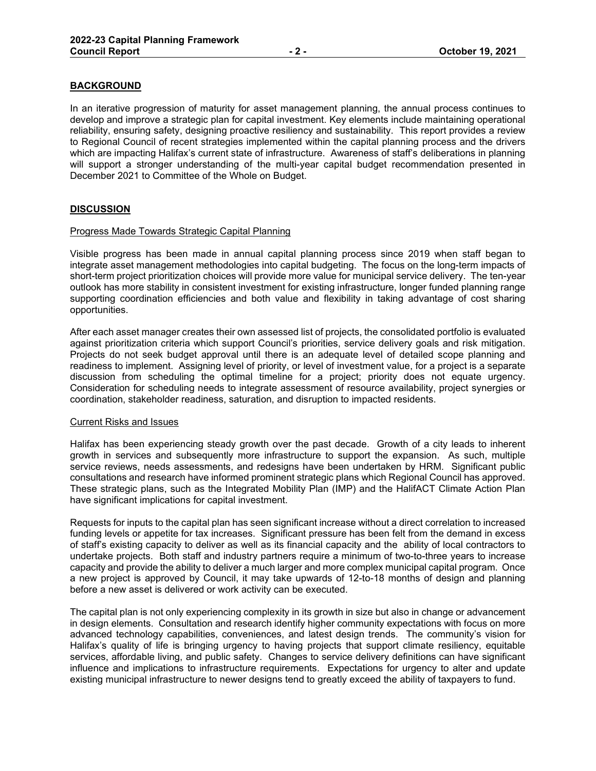## BACKGROUND

In an iterative progression of maturity for asset management planning, the annual process continues to develop and improve a strategic plan for capital investment. Key elements include maintaining operational reliability, ensuring safety, designing proactive resiliency and sustainability. This report provides a review to Regional Council of recent strategies implemented within the capital planning process and the drivers which are impacting Halifax's current state of infrastructure. Awareness of staff's deliberations in planning will support a stronger understanding of the multi-year capital budget recommendation presented in December 2021 to Committee of the Whole on Budget.

## DISCUSSION

### Progress Made Towards Strategic Capital Planning

Visible progress has been made in annual capital planning process since 2019 when staff began to integrate asset management methodologies into capital budgeting. The focus on the long-term impacts of short-term project prioritization choices will provide more value for municipal service delivery. The ten-year outlook has more stability in consistent investment for existing infrastructure, longer funded planning range supporting coordination efficiencies and both value and flexibility in taking advantage of cost sharing opportunities.

After each asset manager creates their own assessed list of projects, the consolidated portfolio is evaluated against prioritization criteria which support Council's priorities, service delivery goals and risk mitigation. Projects do not seek budget approval until there is an adequate level of detailed scope planning and readiness to implement. Assigning level of priority, or level of investment value, for a project is a separate discussion from scheduling the optimal timeline for a project; priority does not equate urgency. Consideration for scheduling needs to integrate assessment of resource availability, project synergies or coordination, stakeholder readiness, saturation, and disruption to impacted residents.

### Current Risks and Issues

Halifax has been experiencing steady growth over the past decade. Growth of a city leads to inherent growth in services and subsequently more infrastructure to support the expansion. As such, multiple service reviews, needs assessments, and redesigns have been undertaken by HRM. Significant public consultations and research have informed prominent strategic plans which Regional Council has approved. These strategic plans, such as the Integrated Mobility Plan (IMP) and the HalifACT Climate Action Plan have significant implications for capital investment.

Requests for inputs to the capital plan has seen significant increase without a direct correlation to increased funding levels or appetite for tax increases. Significant pressure has been felt from the demand in excess of staff's existing capacity to deliver as well as its financial capacity and the ability of local contractors to undertake projects. Both staff and industry partners require a minimum of two-to-three years to increase capacity and provide the ability to deliver a much larger and more complex municipal capital program. Once a new project is approved by Council, it may take upwards of 12-to-18 months of design and planning before a new asset is delivered or work activity can be executed.

The capital plan is not only experiencing complexity in its growth in size but also in change or advancement in design elements. Consultation and research identify higher community expectations with focus on more advanced technology capabilities, conveniences, and latest design trends. The community's vision for Halifax's quality of life is bringing urgency to having projects that support climate resiliency, equitable services, affordable living, and public safety. Changes to service delivery definitions can have significant influence and implications to infrastructure requirements. Expectations for urgency to alter and update existing municipal infrastructure to newer designs tend to greatly exceed the ability of taxpayers to fund.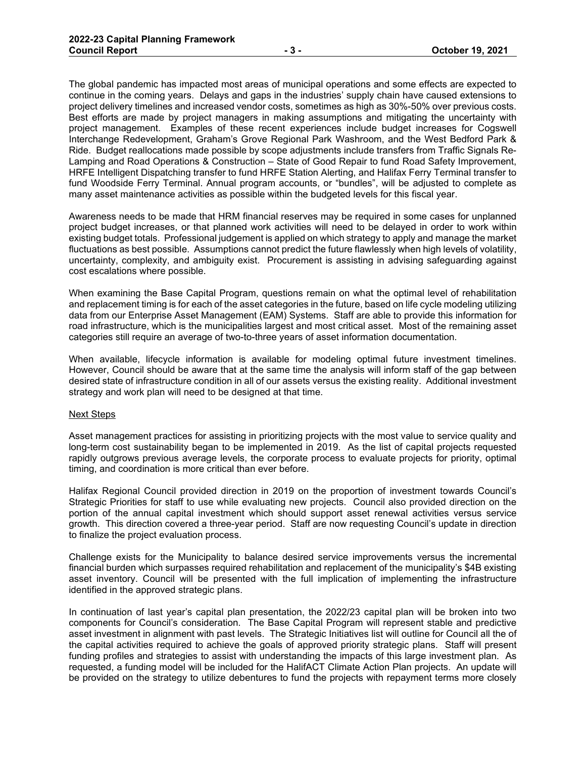The global pandemic has impacted most areas of municipal operations and some effects are expected to continue in the coming years. Delays and gaps in the industries' supply chain have caused extensions to project delivery timelines and increased vendor costs, sometimes as high as 30%-50% over previous costs. Best efforts are made by project managers in making assumptions and mitigating the uncertainty with project management. Examples of these recent experiences include budget increases for Cogswell Interchange Redevelopment, Graham's Grove Regional Park Washroom, and the West Bedford Park & Ride. Budget reallocations made possible by scope adjustments include transfers from Traffic Signals Re-Lamping and Road Operations & Construction – State of Good Repair to fund Road Safety Improvement, HRFE Intelligent Dispatching transfer to fund HRFE Station Alerting, and Halifax Ferry Terminal transfer to fund Woodside Ferry Terminal. Annual program accounts, or "bundles", will be adjusted to complete as many asset maintenance activities as possible within the budgeted levels for this fiscal year.

Awareness needs to be made that HRM financial reserves may be required in some cases for unplanned project budget increases, or that planned work activities will need to be delayed in order to work within existing budget totals. Professional judgement is applied on which strategy to apply and manage the market fluctuations as best possible. Assumptions cannot predict the future flawlessly when high levels of volatility, uncertainty, complexity, and ambiguity exist. Procurement is assisting in advising safeguarding against cost escalations where possible.

When examining the Base Capital Program, questions remain on what the optimal level of rehabilitation and replacement timing is for each of the asset categories in the future, based on life cycle modeling utilizing data from our Enterprise Asset Management (EAM) Systems. Staff are able to provide this information for road infrastructure, which is the municipalities largest and most critical asset. Most of the remaining asset categories still require an average of two-to-three years of asset information documentation.

When available, lifecycle information is available for modeling optimal future investment timelines. However, Council should be aware that at the same time the analysis will inform staff of the gap between desired state of infrastructure condition in all of our assets versus the existing reality. Additional investment strategy and work plan will need to be designed at that time.

Next Steps

Asset management practices for assisting in prioritizing projects with the most value to service quality and long-term cost sustainability began to be implemented in 2019. As the list of capital projects requested rapidly outgrows previous average levels, the corporate process to evaluate projects for priority, optimal timing, and coordination is more critical than ever before.

Halifax Regional Council provided direction in 2019 on the proportion of investment towards Council's Strategic Priorities for staff to use while evaluating new projects. Council also provided direction on the portion of the annual capital investment which should support asset renewal activities versus service growth. This direction covered a three-year period. Staff are now requesting Council's update in direction to finalize the project evaluation process.

Challenge exists for the Municipality to balance desired service improvements versus the incremental financial burden which surpasses required rehabilitation and replacement of the municipality's $4B existing asset inventory. Council will be presented with the full implication of implementing the infrastructure identified in the approved strategic plans.

In continuation of last year's capital plan presentation, the 2022/23 capital plan will be broken into two components for Council's consideration. The Base Capital Program will represent stable and predictive asset investment in alignment with past levels. The Strategic Initiatives list will outline for Council all the of the capital activities required to achieve the goals of approved priority strategic plans. Staff will present funding profiles and strategies to assist with understanding the impacts of this large investment plan. As requested, a funding model will be included for the HalifACT Climate Action Plan projects. An update will be provided on the strategy to utilize debentures to fund the projects with repayment terms more closely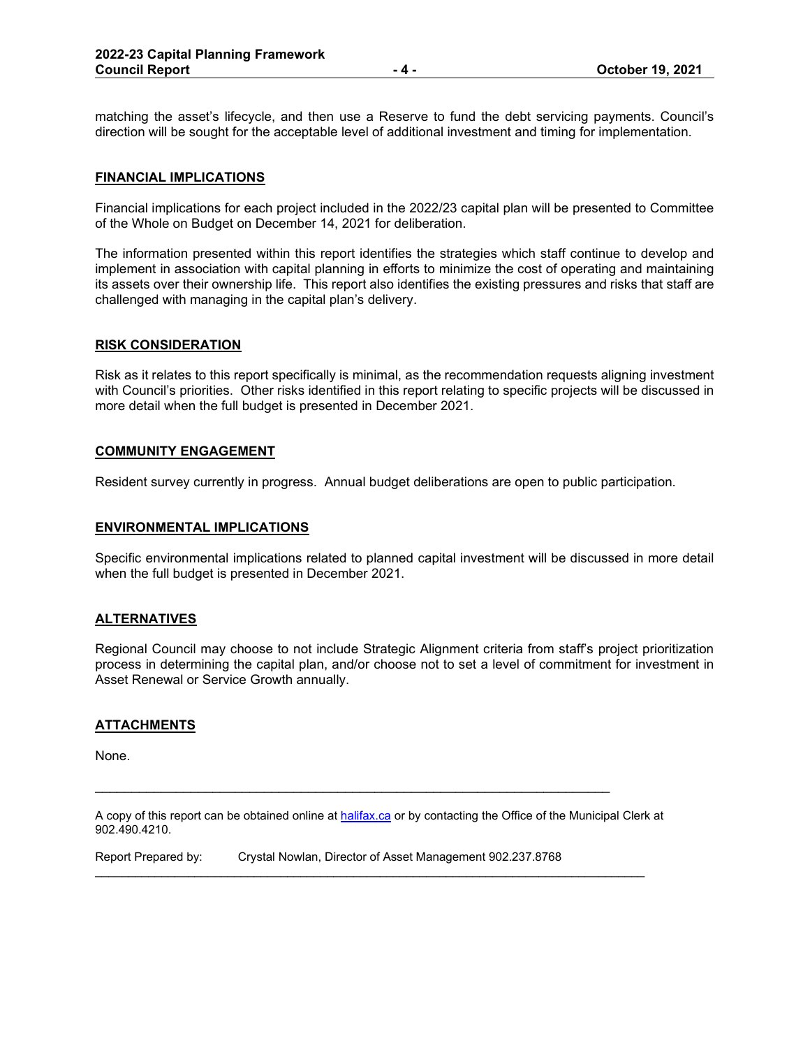matching the asset's lifecycle, and then use a Reserve to fund the debt servicing payments. Council's direction will be sought for the acceptable level of additional investment and timing for implementation.

## FINANCIAL IMPLICATIONS

Financial implications for each project included in the 2022/23 capital plan will be presented to Committee of the Whole on Budget on December 14, 2021 for deliberation.

The information presented within this report identifies the strategies which staff continue to develop and implement in association with capital planning in efforts to minimize the cost of operating and maintaining its assets over their ownership life. This report also identifies the existing pressures and risks that staff are challenged with managing in the capital plan's delivery.

## RISK CONSIDERATION

Risk as it relates to this report specifically is minimal, as the recommendation requests aligning investment with Council's priorities. Other risks identified in this report relating to specific projects will be discussed in more detail when the full budget is presented in December 2021.

## COMMUNITY ENGAGEMENT

Resident survey currently in progress. Annual budget deliberations are open to public participation.

## ENVIRONMENTAL IMPLICATIONS

Specific environmental implications related to planned capital investment will be discussed in more detail when the full budget is presented in December 2021.

## ALTERNATIVES

Regional Council may choose to not include Strategic Alignment criteria from staff's project prioritization process in determining the capital plan, and/or choose not to set a level of commitment for investment in Asset Renewal or Service Growth annually.

## ATTACHMENTS

None.

---

A copy of this report can be obtained online at [halifax.ca](halifax.ca) or by contacting the Office of the Municipal Clerk at 902.490.4210.

Report Prepared by: Crystal Nowlan, Director of Asset Management 902.237.8768

---